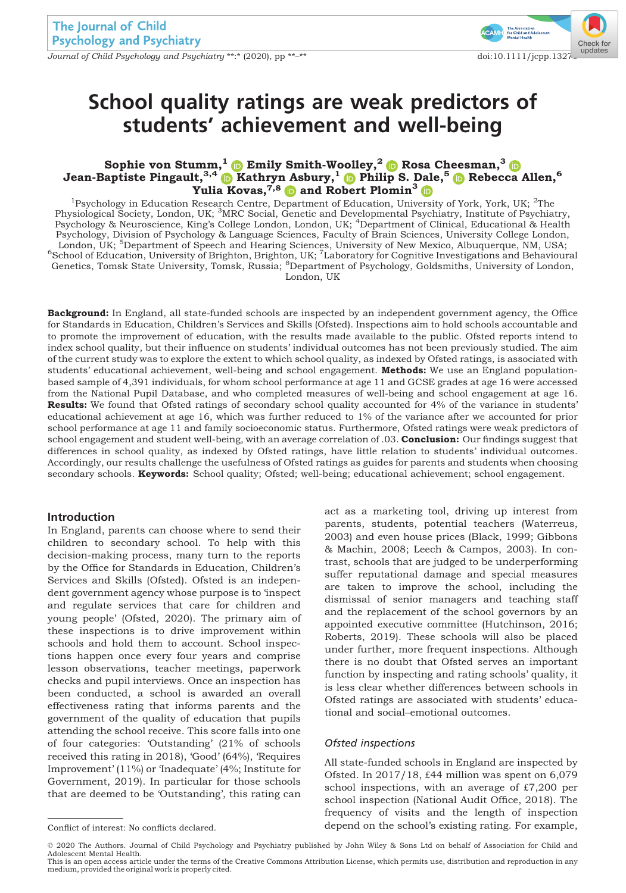# School quality ratings are weak predictors of students' achievement and well-being

**Sophie von Stumm,[1] Emily Smith-Woolley,[2] Rosa Cheesman,[3] Jean-Baptiste Pingault,[3,4] Kathryn Asbury,[1] Philip S. Dale,[5] Rebecca Allen,[6] Yulia Kovas,[7,8] and Robert Plomin[3]**

[1]Psychology in Education Research Centre, Department of Education, University of York, York, UK; [2]The Physiological Society, London, UK; [3]MRC Social, Genetic and Developmental Psychiatry, Institute of Psychiatry, Psychology & Neuroscience, King's College London, London, UK; [4]Department of Clinical, Educational & Health Psychology, Division of Psychology & Language Sciences, Faculty of Brain Sciences, University College London, London, UK; [5]Department of Speech and Hearing Sciences, University of New Mexico, Albuquerque, NM, USA; [6]School of Education, University of Brighton, Brighton, UK; [7]Laboratory for Cognitive Investigations and Behavioural Genetics, Tomsk State University, Tomsk, Russia; [8]Department of Psychology, Goldsmiths, University of London, London, UK

**Background:** In England, all state-funded schools are inspected by an independent government agency, the Office for Standards in Education, Children's Services and Skills (Ofsted). Inspections aim to hold schools accountable and to promote the improvement of education, with the results made available to the public. Ofsted reports intend to index school quality, but their influence on students' individual outcomes has not been previously studied. The aim of the current study was to explore the extent to which school quality, as indexed by Ofsted ratings, is associated with students' educational achievement, well-being and school engagement. **Methods:** We use an England population-based sample of 4,391 individuals, for whom school performance at age 11 and GCSE grades at age 16 were accessed from the National Pupil Database, and who completed measures of well-being and school engagement at age 16. **Results:** We found that Ofsted ratings of secondary school quality accounted for 4% of the variance in students' educational achievement at age 16, which was further reduced to 1% of the variance after we accounted for prior school performance at age 11 and family socioeconomic status. Furthermore, Ofsted ratings were weak predictors of school engagement and student well-being, with an average correlation of .03. **Conclusion:** Our findings suggest that differences in school quality, as indexed by Ofsted ratings, have little relation to students' individual outcomes. Accordingly, our results challenge the usefulness of Ofsted ratings as guides for parents and students when choosing secondary schools. **Keywords:** School quality; Ofsted; well-being; educational achievement; school engagement.

## Introduction

In England, parents can choose where to send their children to secondary school. To help with this decision-making process, many turn to the reports by the Office for Standards in Education, Children's Services and Skills (Ofsted). Ofsted is an independent government agency whose purpose is to 'inspect and regulate services that care for children and young people' (Ofsted, 2020). The primary aim of these inspections is to drive improvement within schools and hold them to account. School inspections happen once every four years and comprise lesson observations, teacher meetings, paperwork checks and pupil interviews. Once an inspection has been conducted, a school is awarded an overall effectiveness rating that informs parents and the government of the quality of education that pupils attending the school receive. This score falls into one of four categories: 'Outstanding' (21% of schools received this rating in 2018), 'Good' (64%), 'Requires Improvement' (11%) or 'Inadequate' (4%; Institute for Government, 2019). In particular for those schools that are deemed to be 'Outstanding', this rating can act as a marketing tool, driving up interest from parents, students, potential teachers (Waterreus, 2003) and even house prices (Black, 1999; Gibbons & Machin, 2008; Leech & Campos, 2003). In contrast, schools that are judged to be underperforming suffer reputational damage and special measures are taken to improve the school, including the dismissal of senior managers and teaching staff and the replacement of the school governors by an appointed executive committee (Hutchinson, 2016; Roberts, 2019). These schools will also be placed under further, more frequent inspections. Although there is no doubt that Ofsted serves an important function by inspecting and rating schools' quality, it is less clear whether differences between schools in Ofsted ratings are associated with students' educational and social–emotional outcomes.

### *Ofsted inspections*

All state-funded schools in England are inspected by Ofsted. In 2017/18, £44 million was spent on 6,079 school inspections, with an average of £7,200 per school inspection (National Audit Office, 2018). The frequency of visits and the length of inspection depend on the school's existing rating. For example,

Conflict of interest: No conflicts declared.

© 2020 The Authors. Journal of Child Psychology and Psychiatry published by John Wiley & Sons Ltd on behalf of Association for Child and Adolescent Mental Health.
This is an open access article under the terms of the Creative Commons Attribution License, which permits use, distribution and reproduction in any medium, provided the original work is properly cited.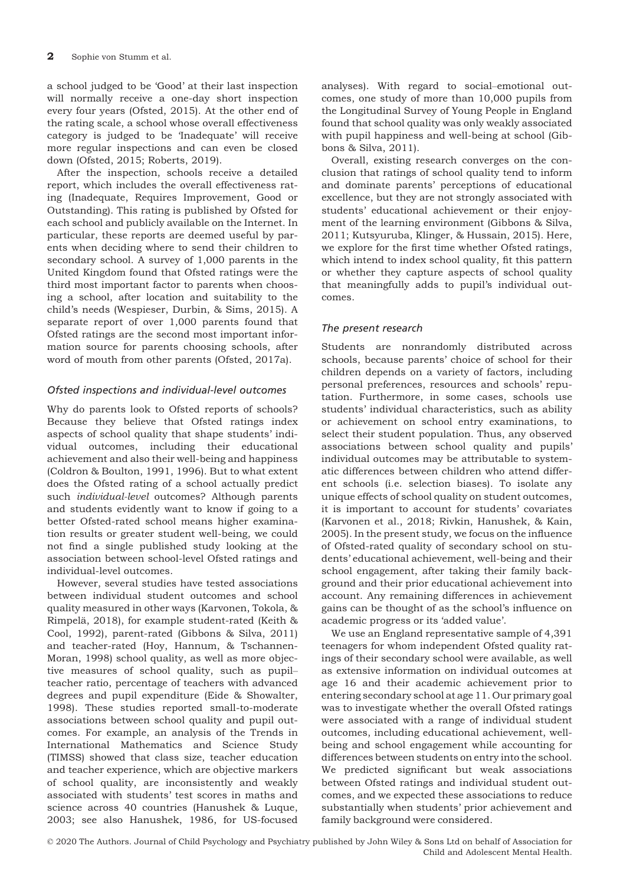a school judged to be 'Good' at their last inspection will normally receive a one-day short inspection every four years (Ofsted, 2015). At the other end of the rating scale, a school whose overall effectiveness category is judged to be 'Inadequate' will receive more regular inspections and can even be closed down (Ofsted, 2015; Roberts, 2019).

After the inspection, schools receive a detailed report, which includes the overall effectiveness rating (Inadequate, Requires Improvement, Good or Outstanding). This rating is published by Ofsted for each school and publicly available on the Internet. In particular, these reports are deemed useful by parents when deciding where to send their children to secondary school. A survey of 1,000 parents in the United Kingdom found that Ofsted ratings were the third most important factor to parents when choosing a school, after location and suitability to the child's needs (Wespieser, Durbin, & Sims, 2015). A separate report of over 1,000 parents found that Ofsted ratings are the second most important information source for parents choosing schools, after word of mouth from other parents (Ofsted, 2017a).

### *Ofsted inspections and individual-level outcomes*

Why do parents look to Ofsted reports of schools? Because they believe that Ofsted ratings index aspects of school quality that shape students' individual outcomes, including their educational achievement and also their well-being and happiness (Coldron & Boulton, 1991, 1996). But to what extent does the Ofsted rating of a school actually predict such *individual-level* outcomes? Although parents and students evidently want to know if going to a better Ofsted-rated school means higher examination results or greater student well-being, we could not find a single published study looking at the association between school-level Ofsted ratings and individual-level outcomes.

However, several studies have tested associations between individual student outcomes and school quality measured in other ways (Karvonen, Tokola, & Rimpelä, 2018), for example student-rated (Keith & Cool, 1992), parent-rated (Gibbons & Silva, 2011) and teacher-rated (Hoy, Hannum, & Tschannen-Moran, 1998) school quality, as well as more objective measures of school quality, such as pupil–teacher ratio, percentage of teachers with advanced degrees and pupil expenditure (Eide & Showalter, 1998). These studies reported small-to-moderate associations between school quality and pupil outcomes. For example, an analysis of the Trends in International Mathematics and Science Study (TIMSS) showed that class size, teacher education and teacher experience, which are objective markers of school quality, are inconsistently and weakly associated with students' test scores in maths and science across 40 countries (Hanushek & Luque, 2003; see also Hanushek, 1986, for US-focused analyses). With regard to social–emotional outcomes, one study of more than 10,000 pupils from the Longitudinal Survey of Young People in England found that school quality was only weakly associated with pupil happiness and well-being at school (Gibbons & Silva, 2011).

Overall, existing research converges on the conclusion that ratings of school quality tend to inform and dominate parents' perceptions of educational excellence, but they are not strongly associated with students' educational achievement or their enjoyment of the learning environment (Gibbons & Silva, 2011; Kutsyuruba, Klinger, & Hussain, 2015). Here, we explore for the first time whether Ofsted ratings, which intend to index school quality, fit this pattern or whether they capture aspects of school quality that meaningfully adds to pupil's individual outcomes.

### *The present research*

Students are nonrandomly distributed across schools, because parents' choice of school for their children depends on a variety of factors, including personal preferences, resources and schools' reputation. Furthermore, in some cases, schools use students' individual characteristics, such as ability or achievement on school entry examinations, to select their student population. Thus, any observed associations between school quality and pupils' individual outcomes may be attributable to systematic differences between children who attend different schools (i.e. selection biases). To isolate any unique effects of school quality on student outcomes, it is important to account for students' covariates (Karvonen et al., 2018; Rivkin, Hanushek, & Kain, 2005). In the present study, we focus on the influence of Ofsted-rated quality of secondary school on students' educational achievement, well-being and their school engagement, after taking their family background and their prior educational achievement into account. Any remaining differences in achievement gains can be thought of as the school's influence on academic progress or its 'added value'.

We use an England representative sample of 4,391 teenagers for whom independent Ofsted quality ratings of their secondary school were available, as well as extensive information on individual outcomes at age 16 and their academic achievement prior to entering secondary school at age 11. Our primary goal was to investigate whether the overall Ofsted ratings were associated with a range of individual student outcomes, including educational achievement, well-being and school engagement while accounting for differences between students on entry into the school. We predicted significant but weak associations between Ofsted ratings and individual student outcomes, and we expected these associations to reduce substantially when students' prior achievement and family background were considered.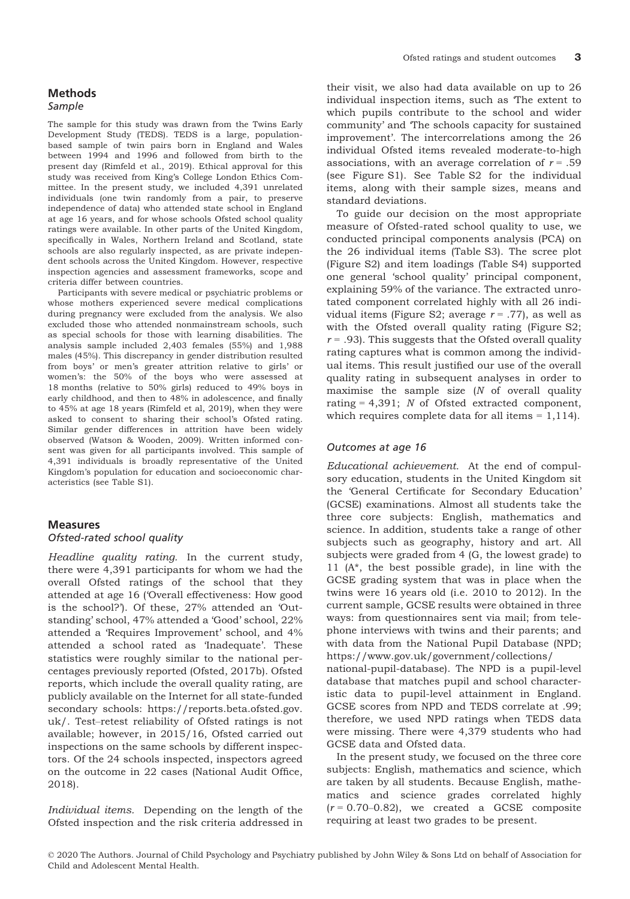## Methods

### Sample

The sample for this study was drawn from the Twins Early Development Study (TEDS). TEDS is a large, population-based sample of twin pairs born in England and Wales between 1994 and 1996 and followed from birth to the present day (Rimfeld et al., 2019). Ethical approval for this study was received from King's College London Ethics Committee. In the present study, we included 4,391 unrelated individuals (one twin randomly from a pair, to preserve independence of data) who attended state school in England at age 16 years, and for whose schools Ofsted school quality ratings were available. In other parts of the United Kingdom, specifically in Wales, Northern Ireland and Scotland, state schools are also regularly inspected, as are private independent schools across the United Kingdom. However, respective inspection agencies and assessment frameworks, scope and criteria differ between countries.

Participants with severe medical or psychiatric problems or whose mothers experienced severe medical complications during pregnancy were excluded from the analysis. We also excluded those who attended nonmainstream schools, such as special schools for those with learning disabilities. The analysis sample included 2,403 females (55%) and 1,988 males (45%). This discrepancy in gender distribution resulted from boys' or men's greater attrition relative to girls' or women's: the 50% of the boys who were assessed at 18 months (relative to 50% girls) reduced to 49% boys in early childhood, and then to 48% in adolescence, and finally to 45% at age 18 years (Rimfeld et al, 2019), when they were asked to consent to sharing their school's Ofsted rating. Similar gender differences in attrition have been widely observed (Watson & Wooden, 2009). Written informed consent was given for all participants involved. This sample of 4,391 individuals is broadly representative of the United Kingdom's population for education and socioeconomic characteristics (see Table S1).

## Measures

### Ofsted-rated school quality

*Headline quality rating.* In the current study, there were 4,391 participants for whom we had the overall Ofsted ratings of the school that they attended at age 16 ('Overall effectiveness: How good is the school?'). Of these, 27% attended an 'Outstanding' school, 47% attended a 'Good' school, 22% attended a 'Requires Improvement' school, and 4% attended a school rated as 'Inadequate'. These statistics were roughly similar to the national percentages previously reported (Ofsted, 2017b). Ofsted reports, which include the overall quality rating, are publicly available on the Internet for all state-funded secondary schools: https://reports.beta.ofsted.gov.uk/. Test–retest reliability of Ofsted ratings is not available; however, in 2015/16, Ofsted carried out inspections on the same schools by different inspectors. Of the 24 schools inspected, inspectors agreed on the outcome in 22 cases (National Audit Office, 2018).

*Individual items.* Depending on the length of the Ofsted inspection and the risk criteria addressed in their visit, we also had data available on up to 26 individual inspection items, such as 'The extent to which pupils contribute to the school and wider community' and 'The schools capacity for sustained improvement'. The intercorrelations among the 26 individual Ofsted items revealed moderate-to-high associations, with an average correlation of $r = .59$ (see Figure S1). See Table S2 for the individual items, along with their sample sizes, means and standard deviations.

To guide our decision on the most appropriate measure of Ofsted-rated school quality to use, we conducted principal components analysis (PCA) on the 26 individual items (Table S3). The scree plot (Figure S2) and item loadings (Table S4) supported one general 'school quality' principal component, explaining 59% of the variance. The extracted unrotated component correlated highly with all 26 individual items (Figure S2; average $r = .77$), as well as with the Ofsted overall quality rating (Figure S2; $r = .93$). This suggests that the Ofsted overall quality rating captures what is common among the individual items. This result justified our use of the overall quality rating in subsequent analyses in order to maximise the sample size ($N$ of overall quality rating = 4,391; $N$ of Ofsted extracted component, which requires complete data for all items = 1,114).

### Outcomes at age 16

*Educational achievement.* At the end of compulsory education, students in the United Kingdom sit the 'General Certificate for Secondary Education' (GCSE) examinations. Almost all students take the three core subjects: English, mathematics and science. In addition, students take a range of other subjects such as geography, history and art. All subjects were graded from 4 (G, the lowest grade) to 11 (A*, the best possible grade), in line with the GCSE grading system that was in place when the twins were 16 years old (i.e. 2010 to 2012). In the current sample, GCSE results were obtained in three ways: from questionnaires sent via mail; from telephone interviews with twins and their parents; and with data from the National Pupil Database (NPD; https://www.gov.uk/government/collections/national-pupil-database). The NPD is a pupil-level database that matches pupil and school characteristic data to pupil-level attainment in England. GCSE scores from NPD and TEDS correlate at .99; therefore, we used NPD ratings when TEDS data were missing. There were 4,379 students who had GCSE data and Ofsted data.

In the present study, we focused on the three core subjects: English, mathematics and science, which are taken by all students. Because English, mathematics and science grades correlated highly ($r = 0.70$–$0.82$), we created a GCSE composite requiring at least two grades to be present.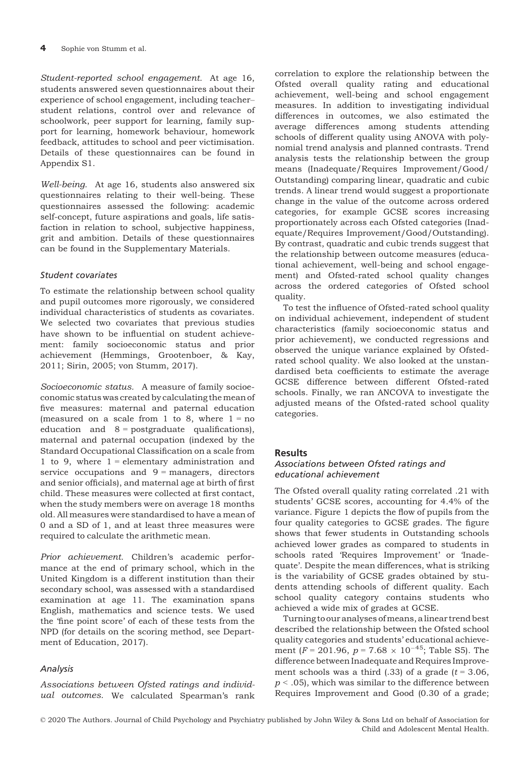*Student-reported school engagement.* At age 16, students answered seven questionnaires about their experience of school engagement, including teacher–student relations, control over and relevance of schoolwork, peer support for learning, family support for learning, homework behaviour, homework feedback, attitudes to school and peer victimisation. Details of these questionnaires can be found in Appendix S1.

*Well-being.* At age 16, students also answered six questionnaires relating to their well-being. These questionnaires assessed the following: academic self-concept, future aspirations and goals, life satisfaction in relation to school, subjective happiness, grit and ambition. Details of these questionnaires can be found in the Supplementary Materials.

### Student covariates

To estimate the relationship between school quality and pupil outcomes more rigorously, we considered individual characteristics of students as covariates. We selected two covariates that previous studies have shown to be influential on student achievement: family socioeconomic status and prior achievement (Hemmings, Grootenboer, & Kay, 2011; Sirin, 2005; von Stumm, 2017).

*Socioeconomic status.* A measure of family socioeconomic status was created by calculating the mean of five measures: maternal and paternal education (measured on a scale from 1 to 8, where 1 = no education and 8 = postgraduate qualifications), maternal and paternal occupation (indexed by the Standard Occupational Classification on a scale from 1 to 9, where 1 = elementary administration and service occupations and 9 = managers, directors and senior officials), and maternal age at birth of first child. These measures were collected at first contact, when the study members were on average 18 months old. All measures were standardised to have a mean of 0 and a SD of 1, and at least three measures were required to calculate the arithmetic mean.

*Prior achievement.* Children's academic performance at the end of primary school, which in the United Kingdom is a different institution than their secondary school, was assessed with a standardised examination at age 11. The examination spans English, mathematics and science tests. We used the 'fine point score' of each of these tests from the NPD (for details on the scoring method, see Department of Education, 2017).

### Analysis

*Associations between Ofsted ratings and individual outcomes.* We calculated Spearman's rank correlation to explore the relationship between the Ofsted overall quality rating and educational achievement, well-being and school engagement measures. In addition to investigating individual differences in outcomes, we also estimated the average differences among students attending schools of different quality using ANOVA with polynomial trend analysis and planned contrasts. Trend analysis tests the relationship between the group means (Inadequate/Requires Improvement/Good/Outstanding) comparing linear, quadratic and cubic trends. A linear trend would suggest a proportionate change in the value of the outcome across ordered categories, for example GCSE scores increasing proportionately across each Ofsted categories (Inadequate/Requires Improvement/Good/Outstanding). By contrast, quadratic and cubic trends suggest that the relationship between outcome measures (educational achievement, well-being and school engagement) and Ofsted-rated school quality changes across the ordered categories of Ofsted school quality.

To test the influence of Ofsted-rated school quality on individual achievement, independent of student characteristics (family socioeconomic status and prior achievement), we conducted regressions and observed the unique variance explained by Ofsted-rated school quality. We also looked at the unstandardised beta coefficients to estimate the average GCSE difference between different Ofsted-rated schools. Finally, we ran ANCOVA to investigate the adjusted means of the Ofsted-rated school quality categories.

## Results

### Associations between Ofsted ratings and educational achievement

The Ofsted overall quality rating correlated .21 with students' GCSE scores, accounting for 4.4% of the variance. Figure 1 depicts the flow of pupils from the four quality categories to GCSE grades. The figure shows that fewer students in Outstanding schools achieved lower grades as compared to students in schools rated 'Requires Improvement' or 'Inadequate'. Despite the mean differences, what is striking is the variability of GCSE grades obtained by students attending schools of different quality. Each school quality category contains students who achieved a wide mix of grades at GCSE.

Turning to our analyses of means, a linear trend best described the relationship between the Ofsted school quality categories and students' educational achievement ($F = 201.96$, $p = 7.68 \times 10^{-45}$; Table S5). The difference between Inadequate and Requires Improvement schools was a third (.33) of a grade ($t = 3.06$, $p < .05$), which was similar to the difference between Requires Improvement and Good (0.30 of a grade;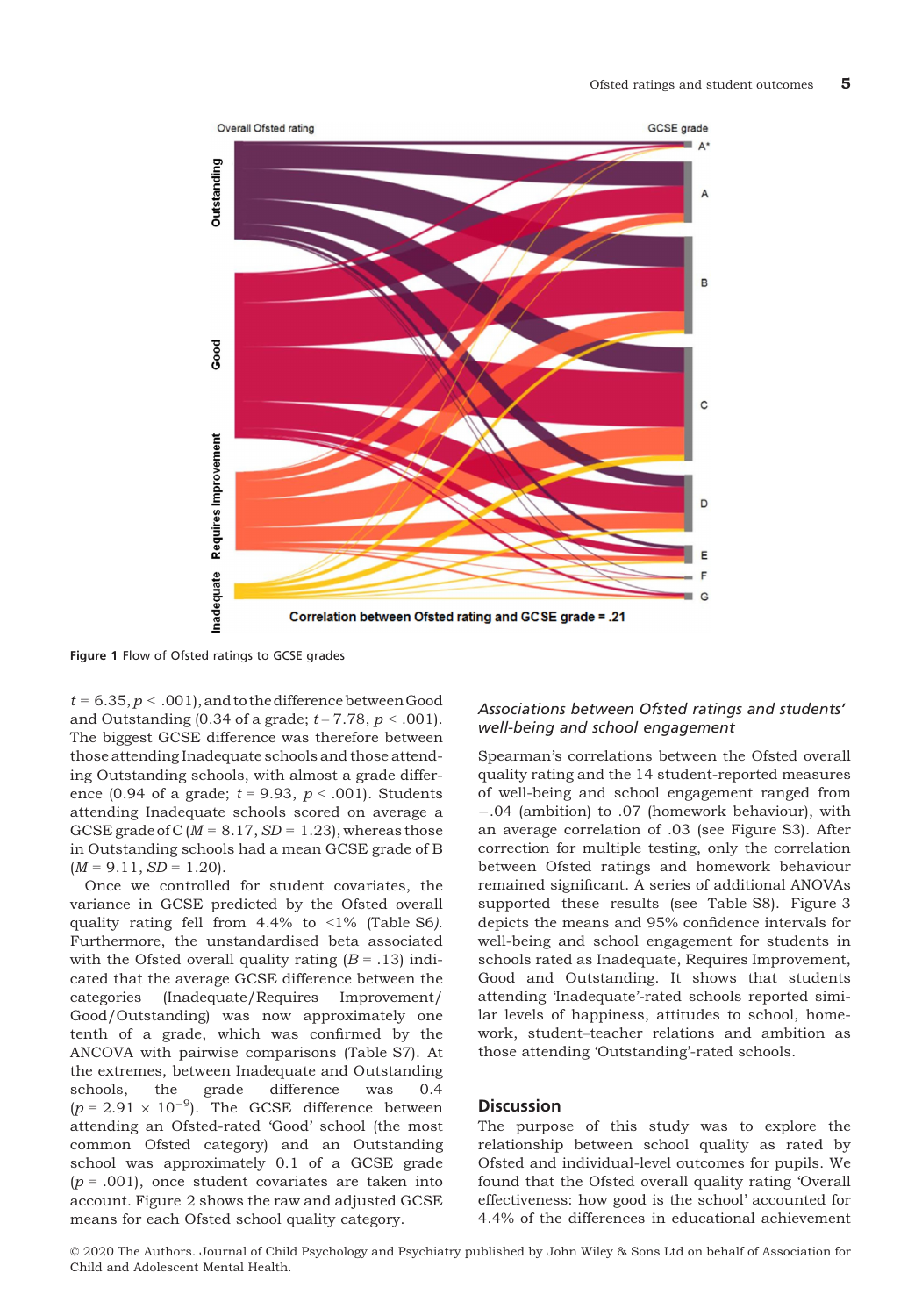Figure 1 Flow of Ofsted ratings to GCSE grades

$t = 6.35, p < .001$), and to the difference between Good and Outstanding (0.34 of a grade; $t - 7.78, p < .001$). The biggest GCSE difference was therefore between those attending Inadequate schools and those attending Outstanding schools, with almost a grade difference (0.94 of a grade; $t = 9.93, p < .001$). Students attending Inadequate schools scored on average a GCSE grade of C ($M = 8.17, SD = 1.23$), whereas those in Outstanding schools had a mean GCSE grade of B ($M = 9.11, SD = 1.20$).

Once we controlled for student covariates, the variance in GCSE predicted by the Ofsted overall quality rating fell from 4.4% to <1% (Table S6). Furthermore, the unstandardised beta associated with the Ofsted overall quality rating ($B = .13$) indicated that the average GCSE difference between the categories (Inadequate/Requires Improvement/Good/Outstanding) was now approximately one tenth of a grade, which was confirmed by the ANCOVA with pairwise comparisons (Table S7). At the extremes, between Inadequate and Outstanding schools, the grade difference was 0.4 ($p = 2.91 \times 10^{-9}$). The GCSE difference between attending an Ofsted-rated 'Good' school (the most common Ofsted category) and an Outstanding school was approximately 0.1 of a GCSE grade ($p = .001$), once student covariates are taken into account. Figure 2 shows the raw and adjusted GCSE means for each Ofsted school quality category.

### *Associations between Ofsted ratings and students' well-being and school engagement*

Spearman's correlations between the Ofsted overall quality rating and the 14 student-reported measures of well-being and school engagement ranged from −.04 (ambition) to .07 (homework behaviour), with an average correlation of .03 (see Figure S3). After correction for multiple testing, only the correlation between Ofsted ratings and homework behaviour remained significant. A series of additional ANOVAs supported these results (see Table S8). Figure 3 depicts the means and 95% confidence intervals for well-being and school engagement for students in schools rated as Inadequate, Requires Improvement, Good and Outstanding. It shows that students attending 'Inadequate'-rated schools reported similar levels of happiness, attitudes to school, homework, student–teacher relations and ambition as those attending 'Outstanding'-rated schools.

## Discussion

The purpose of this study was to explore the relationship between school quality as rated by Ofsted and individual-level outcomes for pupils. We found that the Ofsted overall quality rating 'Overall effectiveness: how good is the school' accounted for 4.4% of the differences in educational achievement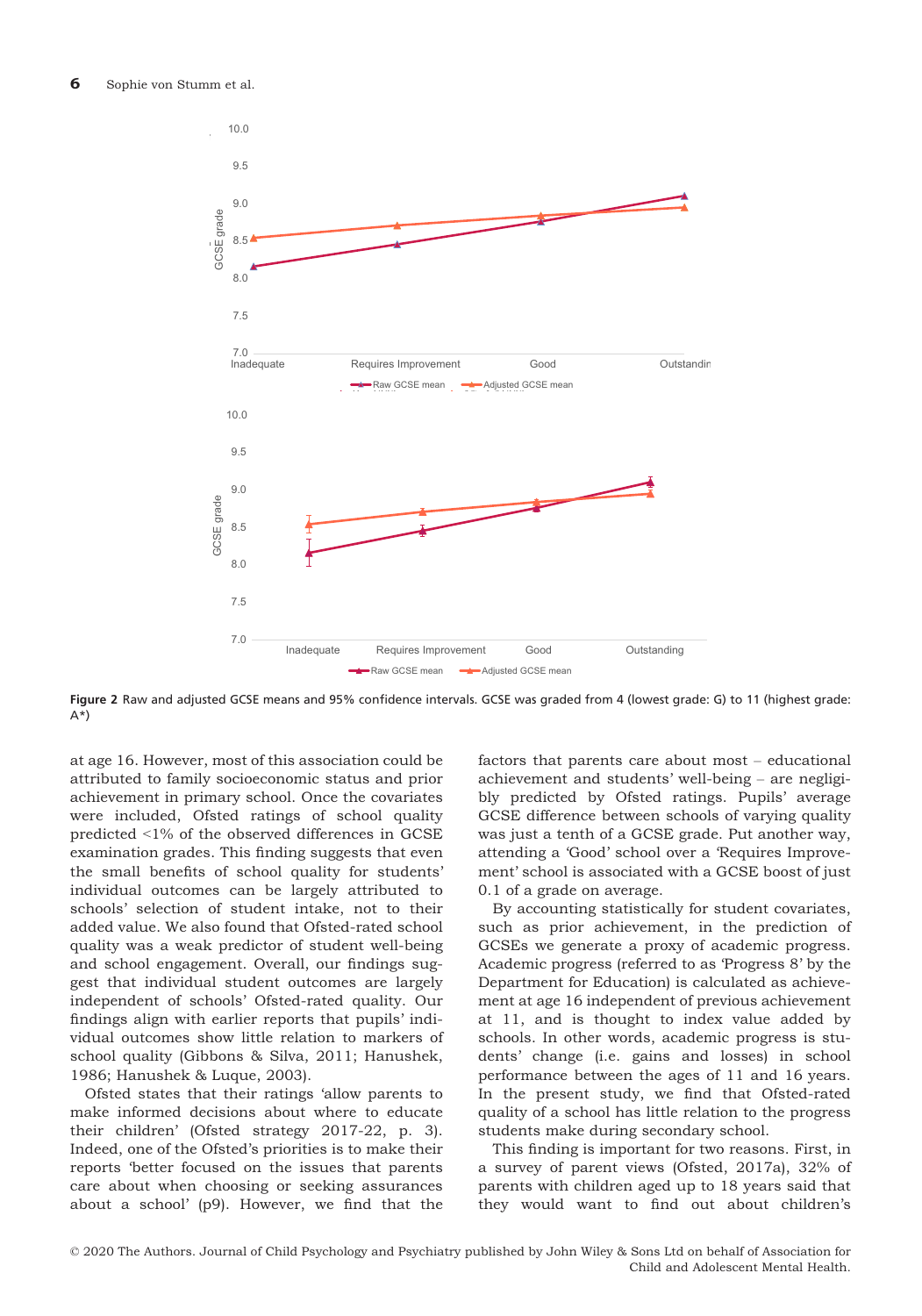Figure 2 Raw and adjusted GCSE means and 95% confidence intervals. GCSE was graded from 4 (lowest grade: G) to 11 (highest grade: A*)

at age 16. However, most of this association could be attributed to family socioeconomic status and prior achievement in primary school. Once the covariates were included, Ofsted ratings of school quality predicted <1% of the observed differences in GCSE examination grades. This finding suggests that even the small benefits of school quality for students' individual outcomes can be largely attributed to schools' selection of student intake, not to their added value. We also found that Ofsted-rated school quality was a weak predictor of student well-being and school engagement. Overall, our findings suggest that individual student outcomes are largely independent of schools' Ofsted-rated quality. Our findings align with earlier reports that pupils' individual outcomes show little relation to markers of school quality (Gibbons & Silva, 2011; Hanushek, 1986; Hanushek & Luque, 2003).

Ofsted states that their ratings 'allow parents to make informed decisions about where to educate their children' (Ofsted strategy 2017-22, p. 3). Indeed, one of the Ofsted's priorities is to make their reports 'better focused on the issues that parents care about when choosing or seeking assurances about a school' (p9). However, we find that the factors that parents care about most – educational achievement and students' well-being – are negligibly predicted by Ofsted ratings. Pupils' average GCSE difference between schools of varying quality was just a tenth of a GCSE grade. Put another way, attending a 'Good' school over a 'Requires Improvement' school is associated with a GCSE boost of just 0.1 of a grade on average.

By accounting statistically for student covariates, such as prior achievement, in the prediction of GCSEs we generate a proxy of academic progress. Academic progress (referred to as 'Progress 8' by the Department for Education) is calculated as achievement at age 16 independent of previous achievement at 11, and is thought to index value added by schools. In other words, academic progress is students' change (i.e. gains and losses) in school performance between the ages of 11 and 16 years. In the present study, we find that Ofsted-rated quality of a school has little relation to the progress students make during secondary school.

This finding is important for two reasons. First, in a survey of parent views (Ofsted, 2017a), 32% of parents with children aged up to 18 years said that they would want to find out about children's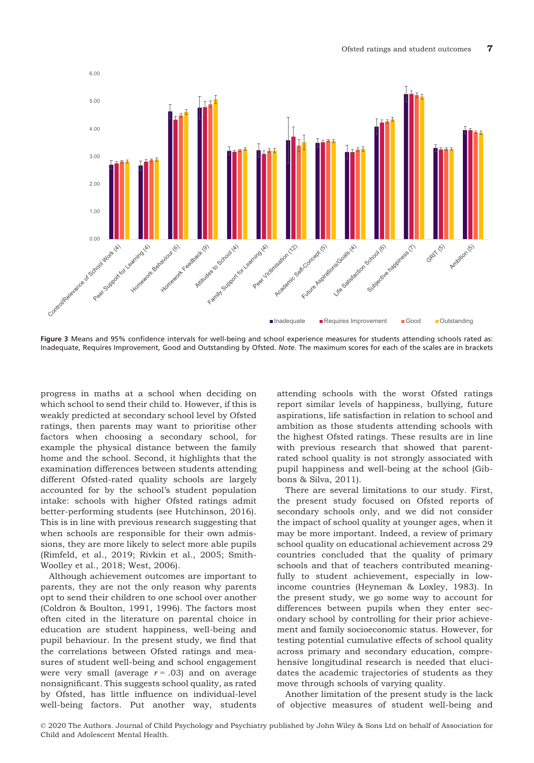Figure 3 Means and 95% confidence intervals for well-being and school experience measures for students attending schools rated as: Inadequate, Requires Improvement, Good and Outstanding by Ofsted. *Note*. The maximum scores for each of the scales are in brackets

progress in maths at a school when deciding on which school to send their child to. However, if this is weakly predicted at secondary school level by Ofsted ratings, then parents may want to prioritise other factors when choosing a secondary school, for example the physical distance between the family home and the school. Second, it highlights that the examination differences between students attending different Ofsted-rated quality schools are largely accounted for by the school's student population intake: schools with higher Ofsted ratings admit better-performing students (see Hutchinson, 2016). This is in line with previous research suggesting that when schools are responsible for their own admissions, they are more likely to select more able pupils (Rimfeld, et al., 2019; Rivkin et al., 2005; Smith-Woolley et al., 2018; West, 2006).

Although achievement outcomes are important to parents, they are not the only reason why parents opt to send their children to one school over another (Coldron & Boulton, 1991, 1996). The factors most often cited in the literature on parental choice in education are student happiness, well-being and pupil behaviour. In the present study, we find that the correlations between Ofsted ratings and measures of student well-being and school engagement were very small (average $r = .03$) and on average nonsignificant. This suggests school quality, as rated by Ofsted, has little influence on individual-level well-being factors. Put another way, students attending schools with the worst Ofsted ratings report similar levels of happiness, bullying, future aspirations, life satisfaction in relation to school and ambition as those students attending schools with the highest Ofsted ratings. These results are in line with previous research that showed that parent-rated school quality is not strongly associated with pupil happiness and well-being at the school (Gibbons & Silva, 2011).

There are several limitations to our study. First, the present study focused on Ofsted reports of secondary schools only, and we did not consider the impact of school quality at younger ages, when it may be more important. Indeed, a review of primary school quality on educational achievement across 29 countries concluded that the quality of primary schools and that of teachers contributed meaningfully to student achievement, especially in low-income countries (Heyneman & Loxley, 1983). In the present study, we go some way to account for differences between pupils when they enter secondary school by controlling for their prior achievement and family socioeconomic status. However, for testing potential cumulative effects of school quality across primary and secondary education, comprehensive longitudinal research is needed that elucidates the academic trajectories of students as they move through schools of varying quality.

Another limitation of the present study is the lack of objective measures of student well-being and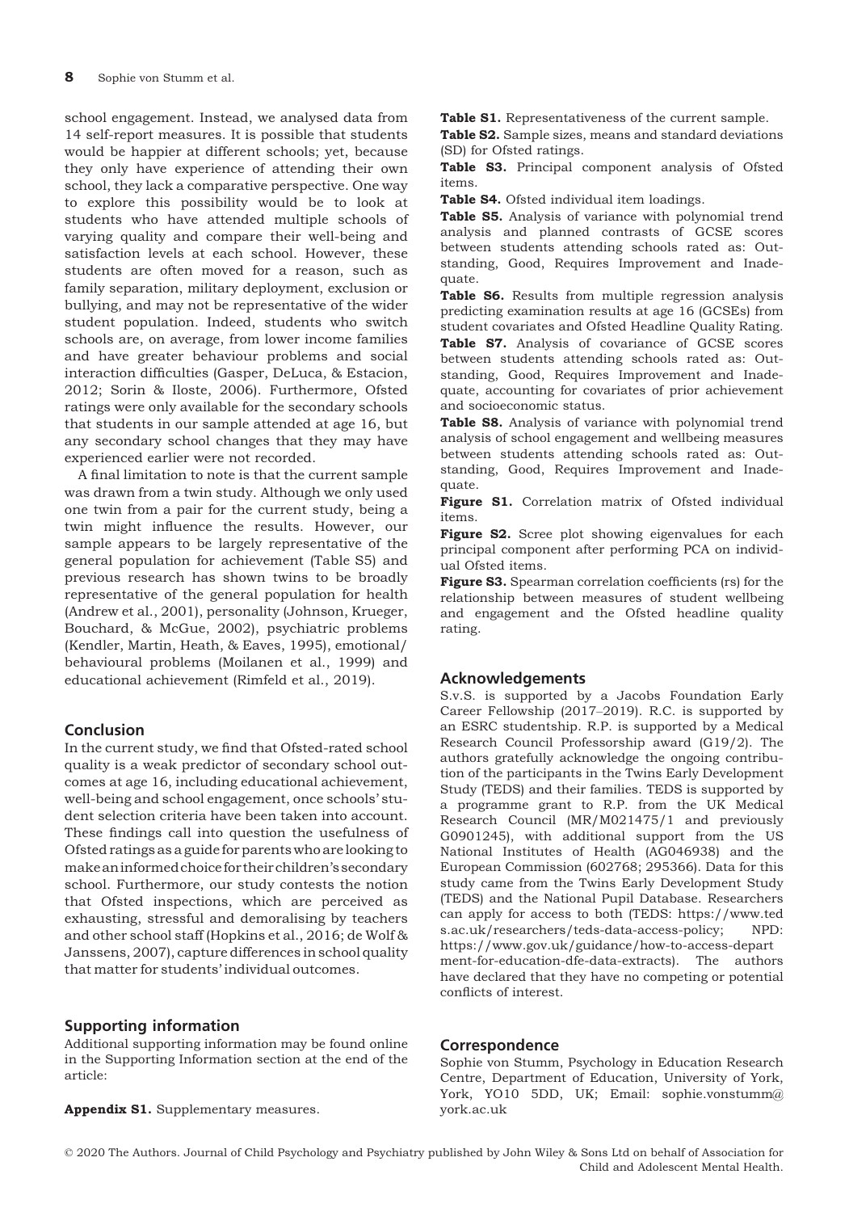school engagement. Instead, we analysed data from 14 self-report measures. It is possible that students would be happier at different schools; yet, because they only have experience of attending their own school, they lack a comparative perspective. One way to explore this possibility would be to look at students who have attended multiple schools of varying quality and compare their well-being and satisfaction levels at each school. However, these students are often moved for a reason, such as family separation, military deployment, exclusion or bullying, and may not be representative of the wider student population. Indeed, students who switch schools are, on average, from lower income families and have greater behaviour problems and social interaction difficulties (Gasper, DeLuca, & Estacion, 2012; Sorin & Iloste, 2006). Furthermore, Ofsted ratings were only available for the secondary schools that students in our sample attended at age 16, but any secondary school changes that they may have experienced earlier were not recorded.

A final limitation to note is that the current sample was drawn from a twin study. Although we only used one twin from a pair for the current study, being a twin might influence the results. However, our sample appears to be largely representative of the general population for achievement (Table S5) and previous research has shown twins to be broadly representative of the general population for health (Andrew et al., 2001), personality (Johnson, Krueger, Bouchard, & McGue, 2002), psychiatric problems (Kendler, Martin, Heath, & Eaves, 1995), emotional/behavioural problems (Moilanen et al., 1999) and educational achievement (Rimfeld et al., 2019).

## Conclusion

In the current study, we find that Ofsted-rated school quality is a weak predictor of secondary school outcomes at age 16, including educational achievement, well-being and school engagement, once schools' student selection criteria have been taken into account. These findings call into question the usefulness of Ofsted ratings as a guide for parents who are looking to make an informed choice for their children's secondary school. Furthermore, our study contests the notion that Ofsted inspections, which are perceived as exhausting, stressful and demoralising by teachers and other school staff (Hopkins et al., 2016; de Wolf & Janssens, 2007), capture differences in school quality that matter for students' individual outcomes.

## Supporting information

Additional supporting information may be found online in the Supporting Information section at the end of the article:

**Appendix S1.** Supplementary measures.

**Table S1.** Representativeness of the current sample.

**Table S2.** Sample sizes, means and standard deviations (SD) for Ofsted ratings.

**Table S3.** Principal component analysis of Ofsted items.

**Table S4.** Ofsted individual item loadings.

**Table S5.** Analysis of variance with polynomial trend analysis and planned contrasts of GCSE scores between students attending schools rated as: Outstanding, Good, Requires Improvement and Inadequate.

**Table S6.** Results from multiple regression analysis predicting examination results at age 16 (GCSEs) from student covariates and Ofsted Headline Quality Rating.

**Table S7.** Analysis of covariance of GCSE scores between students attending schools rated as: Outstanding, Good, Requires Improvement and Inadequate, accounting for covariates of prior achievement and socioeconomic status.

**Table S8.** Analysis of variance with polynomial trend analysis of school engagement and wellbeing measures between students attending schools rated as: Outstanding, Good, Requires Improvement and Inadequate.

**Figure S1.** Correlation matrix of Ofsted individual items.

**Figure S2.** Scree plot showing eigenvalues for each principal component after performing PCA on individual Ofsted items.

**Figure S3.** Spearman correlation coefficients (rs) for the relationship between measures of student wellbeing and engagement and the Ofsted headline quality rating.

## Acknowledgements

S.v.S. is supported by a Jacobs Foundation Early Career Fellowship (2017–2019). R.C. is supported by an ESRC studentship. R.P. is supported by a Medical Research Council Professorship award (G19/2). The authors gratefully acknowledge the ongoing contribution of the participants in the Twins Early Development Study (TEDS) and their families. TEDS is supported by a programme grant to R.P. from the UK Medical Research Council (MR/M021475/1 and previously G0901245), with additional support from the US National Institutes of Health (AG046938) and the European Commission (602768; 295366). Data for this study came from the Twins Early Development Study (TEDS) and the National Pupil Database. Researchers can apply for access to both (TEDS: https://www.teds.ac.uk/researchers/teds-data-access-policy; NPD: https://www.gov.uk/guidance/how-to-access-department-for-education-dfe-data-extracts). The authors have declared that they have no competing or potential conflicts of interest.

## Correspondence

Sophie von Stumm, Psychology in Education Research Centre, Department of Education, University of York, York, YO10 5DD, UK; Email: sophie.vonstumm@york.ac.uk

© 2020 The Authors. Journal of Child Psychology and Psychiatry published by John Wiley & Sons Ltd on behalf of Association for Child and Adolescent Mental Health.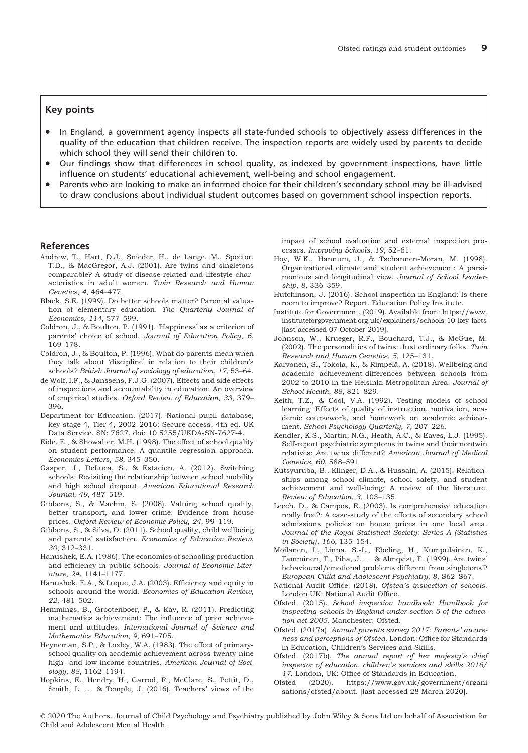## Key points

- In England, a government agency inspects all state-funded schools to objectively assess differences in the quality of the education that children receive. The inspection reports are widely used by parents to decide which school they will send their children to.
- Our findings show that differences in school quality, as indexed by government inspections, have little influence on students' educational achievement, well-being and school engagement.
- Parents who are looking to make an informed choice for their children's secondary school may be ill-advised to draw conclusions about individual student outcomes based on government school inspection reports.

## References

Andrew, T., Hart, D.J., Snieder, H., de Lange, M., Spector, T.D., & MacGregor, A.J. (2001). Are twins and singletons comparable? A study of disease-related and lifestyle characteristics in adult women. *Twin Research and Human Genetics*, *4*, 464–477.

Black, S.E. (1999). Do better schools matter? Parental valuation of elementary education. *The Quarterly Journal of Economics*, *114*, 577–599.

Coldron, J., & Boulton, P. (1991). 'Happiness' as a criterion of parents' choice of school. *Journal of Education Policy*, *6*, 169–178.

Coldron, J., & Boulton, P. (1996). What do parents mean when they talk about 'discipline' in relation to their children's schools? *British Journal of sociology of education*, *17*, 53–64.

de Wolf, I.F., & Janssens, F.J.G. (2007). Effects and side effects of inspections and accountability in education: An overview of empirical studies. *Oxford Review of Education*, *33*, 379–396.

Department for Education. (2017). National pupil database, key stage 4, Tier 4, 2002–2016: Secure access, 4th ed. UK Data Service. SN: 7627, doi: 10.5255/UKDA-SN-7627-4.

Eide, E., & Showalter, M.H. (1998). The effect of school quality on student performance: A quantile regression approach. *Economics Letters*, *58*, 345–350.

Gasper, J., DeLuca, S., & Estacion, A. (2012). Switching schools: Revisiting the relationship between school mobility and high school dropout. *American Educational Research Journal*, *49*, 487–519.

Gibbons, S., & Machin, S. (2008). Valuing school quality, better transport, and lower crime: Evidence from house prices. *Oxford Review of Economic Policy*, *24*, 99–119.

Gibbons, S., & Silva, O. (2011). School quality, child wellbeing and parents' satisfaction. *Economics of Education Review*, *30*, 312–331.

Hanushek, E.A. (1986). The economics of schooling production and efficiency in public schools. *Journal of Economic Literature*, *24*, 1141–1177.

Hanushek, E.A., & Luque, J.A. (2003). Efficiency and equity in schools around the world. *Economics of Education Review*, *22*, 481–502.

Hemmings, B., Grootenboer, P., & Kay, R. (2011). Predicting mathematics achievement: The influence of prior achievement and attitudes. *International Journal of Science and Mathematics Education*, *9*, 691–705.

Heyneman, S.P., & Loxley, W.A. (1983). The effect of primary-school quality on academic achievement across twenty-nine high- and low-income countries. *American Journal of Sociology*, *88*, 1162–1194.

Hopkins, E., Hendry, H., Garrod, F., McClare, S., Pettit, D., Smith, L. ... & Temple, J. (2016). Teachers' views of the impact of school evaluation and external inspection processes. *Improving Schools*, *19*, 52–61.

Hoy, W.K., Hannum, J., & Tschannen-Moran, M. (1998). Organizational climate and student achievement: A parsimonious and longitudinal view. *Journal of School Leadership*, *8*, 336–359.

Hutchinson, J. (2016). School inspection in England: Is there room to improve? Report. Education Policy Institute.

Institute for Government. (2019). Available from: https://www.instituteforgovernment.org.uk/explainers/schools-10-key-facts [last accessed 07 October 2019].

Johnson, W., Krueger, R.F., Bouchard, T.J., & McGue, M. (2002). The personalities of twins: Just ordinary folks. *Twin Research and Human Genetics*, *5*, 125–131.

Karvonen, S., Tokola, K., & Rimpelä, A. (2018). Wellbeing and academic achievement-differences between schools from 2002 to 2010 in the Helsinki Metropolitan Area. *Journal of School Health*, *88*, 821–829.

Keith, T.Z., & Cool, V.A. (1992). Testing models of school learning: Effects of quality of instruction, motivation, academic coursework, and homework on academic achievement. *School Psychology Quarterly*, *7*, 207–226.

Kendler, K.S., Martin, N.G., Heath, A.C., & Eaves, L.J. (1995). Self-report psychiatric symptoms in twins and their nontwin relatives: Are twins different? *American Journal of Medical Genetics*, *60*, 588–591.

Kutsyuruba, B., Klinger, D.A., & Hussain, A. (2015). Relationships among school climate, school safety, and student achievement and well-being: A review of the literature. *Review of Education*, *3*, 103–135.

Leech, D., & Campos, E. (2003). Is comprehensive education really free?: A case-study of the effects of secondary school admissions policies on house prices in one local area. *Journal of the Royal Statistical Society: Series A (Statistics in Society)*, *166*, 135–154.

Moilanen, I., Linna, S.-L., Ebeling, H., Kumpulainen, K., Tamminen, T., Piha, J. ... & Almqvist, F. (1999). Are twins' behavioural/emotional problems different from singletons'? *European Child and Adolescent Psychiatry*, *8*, S62–S67.

National Audit Office. (2018). *Ofsted's inspection of schools*. London UK: National Audit Office.

Ofsted. (2015). *School inspection handbook: Handbook for inspecting schools in England under section 5 of the education act 2005*. Manchester: Ofsted.

Ofsted. (2017a). *Annual parents survey 2017: Parents' awareness and perceptions of Ofsted*. London: Office for Standards in Education, Children's Services and Skills.

Ofsted. (2017b). *The annual report of her majesty's chief inspector of education, children's services and skills 2016/17*. London, UK: Office of Standards in Education.

Ofsted (2020). https://www.gov.uk/government/organisations/ofsted/about. [last accessed 28 March 2020].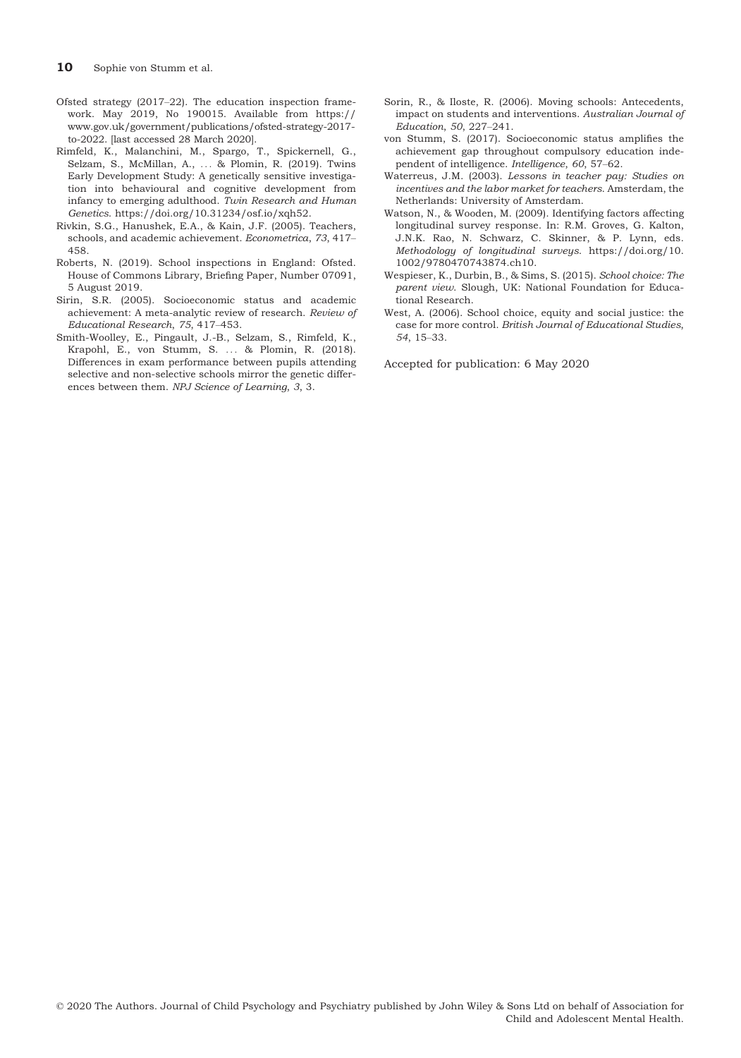Ofsted strategy (2017–22). The education inspection framework. May 2019, No 190015. Available from https://www.gov.uk/government/publications/ofsted-strategy-2017-to-2022. [last accessed 28 March 2020].

Rimfeld, K., Malanchini, M., Spargo, T., Spickernell, G., Selzam, S., McMillan, A., ... & Plomin, R. (2019). Twins Early Development Study: A genetically sensitive investigation into behavioural and cognitive development from infancy to emerging adulthood. *Twin Research and Human Genetics*. https://doi.org/10.31234/osf.io/xqh52.

Rivkin, S.G., Hanushek, E.A., & Kain, J.F. (2005). Teachers, schools, and academic achievement. *Econometrica*, *73*, 417–458.

Roberts, N. (2019). School inspections in England: Ofsted. House of Commons Library, Briefing Paper, Number 07091, 5 August 2019.

Sirin, S.R. (2005). Socioeconomic status and academic achievement: A meta-analytic review of research. *Review of Educational Research*, *75*, 417–453.

Smith-Woolley, E., Pingault, J.-B., Selzam, S., Rimfeld, K., Krapohl, E., von Stumm, S. ... & Plomin, R. (2018). Differences in exam performance between pupils attending selective and non-selective schools mirror the genetic differences between them. *NPJ Science of Learning*, *3*, 3.

Sorin, R., & Iloste, R. (2006). Moving schools: Antecedents, impact on students and interventions. *Australian Journal of Education*, *50*, 227–241.

von Stumm, S. (2017). Socioeconomic status amplifies the achievement gap throughout compulsory education independent of intelligence. *Intelligence*, *60*, 57–62.

Waterreus, J.M. (2003). *Lessons in teacher pay: Studies on incentives and the labor market for teachers*. Amsterdam, the Netherlands: University of Amsterdam.

Watson, N., & Wooden, M. (2009). Identifying factors affecting longitudinal survey response. In: R.M. Groves, G. Kalton, J.N.K. Rao, N. Schwarz, C. Skinner, & P. Lynn, eds. *Methodology of longitudinal surveys*. https://doi.org/10.1002/9780470743874.ch10.

Wespieser, K., Durbin, B., & Sims, S. (2015). *School choice: The parent view*. Slough, UK: National Foundation for Educational Research.

West, A. (2006). School choice, equity and social justice: the case for more control. *British Journal of Educational Studies*, *54*, 15–33.

Accepted for publication: 6 May 2020